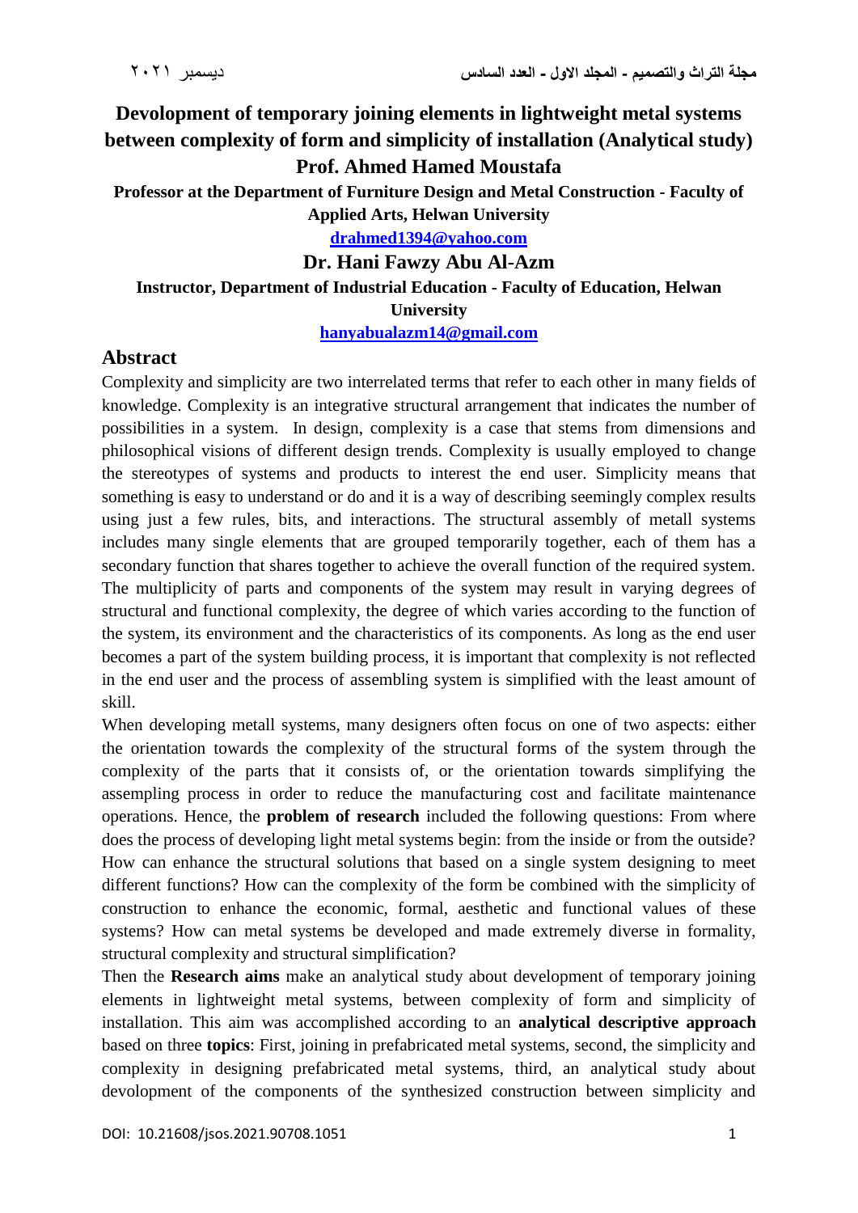# Devolopment of temporary joining elements in lightweight metal systems between complexity of form and simplicity of installation (Analytical study)

**Prof. Ahmed Hamed Moustafa**

**Professor at the Department of Furniture Design and Metal Construction - Faculty of Applied Arts, Helwan University**

**drahmed1394@yahoo.com**

**Dr. Hani Fawzy Abu Al-Azm**

**Instructor, Department of Industrial Education - Faculty of Education, Helwan University**

**hanyabualazm14@gmail.com**

## Abstract

Complexity and simplicity are two interrelated terms that refer to each other in many fields of knowledge. Complexity is an integrative structural arrangement that indicates the number of possibilities in a system. In design, complexity is a case that stems from dimensions and philosophical visions of different design trends. Complexity is usually employed to change the stereotypes of systems and products to interest the end user. Simplicity means that something is easy to understand or do and it is a way of describing seemingly complex results using just a few rules, bits, and interactions. The structural assembly of metall systems includes many single elements that are grouped temporarily together, each of them has a secondary function that shares together to achieve the overall function of the required system. The multiplicity of parts and components of the system may result in varying degrees of structural and functional complexity, the degree of which varies according to the function of the system, its environment and the characteristics of its components. As long as the end user becomes a part of the system building process, it is important that complexity is not reflected in the end user and the process of assembling system is simplified with the least amount of skill.

When developing metall systems, many designers often focus on one of two aspects: either the orientation towards the complexity of the structural forms of the system through the complexity of the parts that it consists of, or the orientation towards simplifying the assempling process in order to reduce the manufacturing cost and facilitate maintenance operations. Hence, the **problem of research** included the following questions: From where does the process of developing light metal systems begin: from the inside or from the outside? How can enhance the structural solutions that based on a single system designing to meet different functions? How can the complexity of the form be combined with the simplicity of construction to enhance the economic, formal, aesthetic and functional values of these systems? How can metal systems be developed and made extremely diverse in formality, structural complexity and structural simplification?

Then the **Research aims** make an analytical study about development of temporary joining elements in lightweight metal systems, between complexity of form and simplicity of installation. This aim was accomplished according to an **analytical descriptive approach** based on three **topics**: First, joining in prefabricated metal systems, second, the simplicity and complexity in designing prefabricated metal systems, third, an analytical study about devolopment of the components of the synthesized construction between simplicity and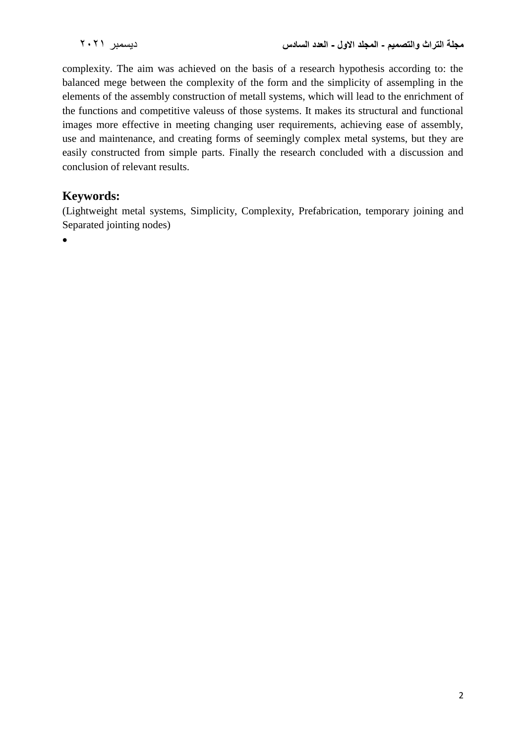complexity. The aim was achieved on the basis of a research hypothesis according to: the balanced mege between the complexity of the form and the simplicity of assempling in the elements of the assembly construction of metall systems, which will lead to the enrichment of the functions and competitive valeuss of those systems. It makes its structural and functional images more effective in meeting changing user requirements, achieving ease of assembly, use and maintenance, and creating forms of seemingly complex metal systems, but they are easily constructed from simple parts. Finally the research concluded with a discussion and conclusion of relevant results.

## Keywords:

(Lightweight metal systems, Simplicity, Complexity, Prefabrication, temporary joining and Separated jointing nodes)

•